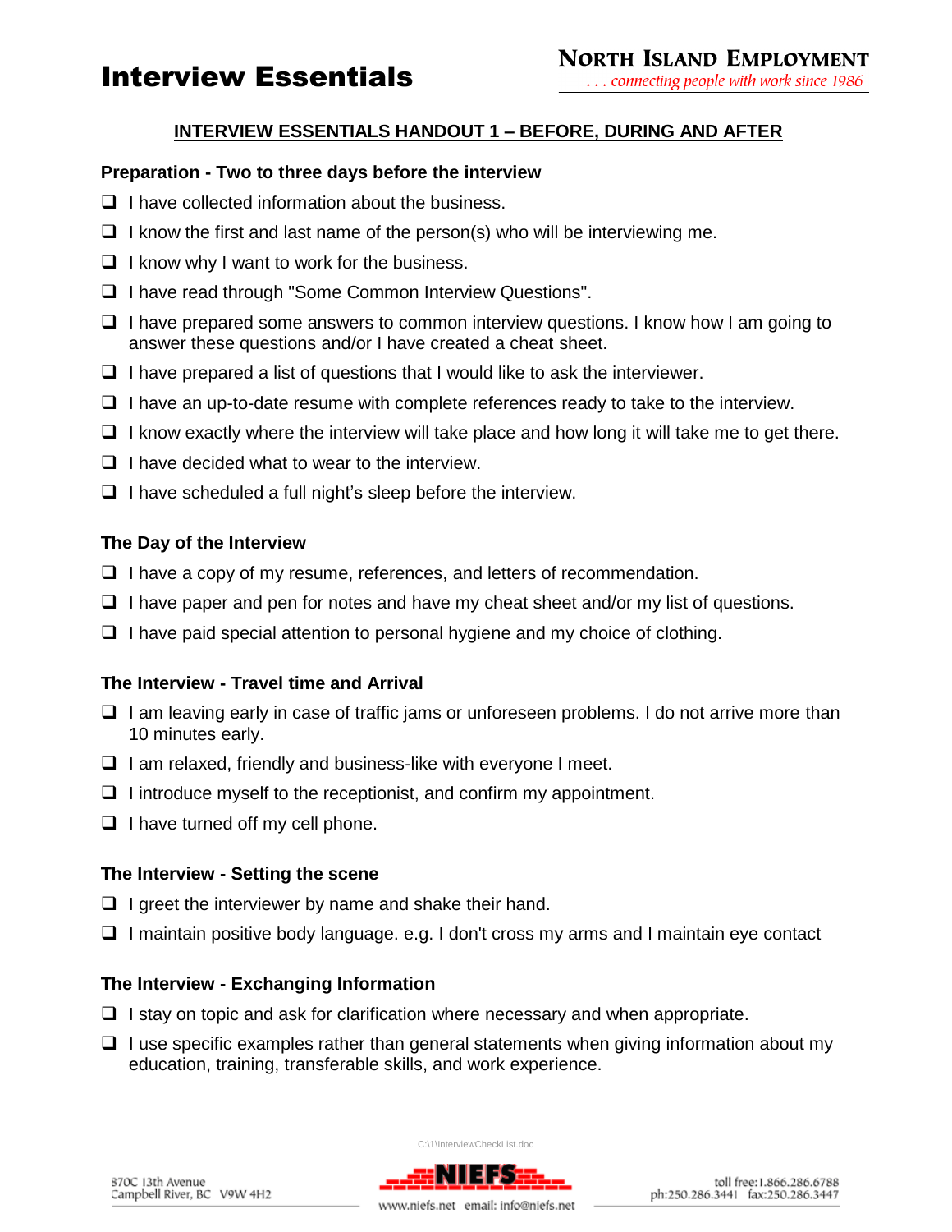# Interview Essentials

**NORTH ISLAND EMPLOYMENT**
*. . . connecting people with work since 1986*

## INTERVIEW ESSENTIALS HANDOUT 1 – BEFORE, DURING AND AFTER

### Preparation - Two to three days before the interview

- ❑ I have collected information about the business.
- ❑ I know the first and last name of the person(s) who will be interviewing me.
- ❑ I know why I want to work for the business.
- ❑ I have read through "Some Common Interview Questions".
- ❑ I have prepared some answers to common interview questions. I know how I am going to answer these questions and/or I have created a cheat sheet.
- ❑ I have prepared a list of questions that I would like to ask the interviewer.
- ❑ I have an up-to-date resume with complete references ready to take to the interview.
- ❑ I know exactly where the interview will take place and how long it will take me to get there.
- ❑ I have decided what to wear to the interview.
- ❑ I have scheduled a full night's sleep before the interview.

### The Day of the Interview

- ❑ I have a copy of my resume, references, and letters of recommendation.
- ❑ I have paper and pen for notes and have my cheat sheet and/or my list of questions.
- ❑ I have paid special attention to personal hygiene and my choice of clothing.

### The Interview - Travel time and Arrival

- ❑ I am leaving early in case of traffic jams or unforeseen problems. I do not arrive more than 10 minutes early.
- ❑ I am relaxed, friendly and business-like with everyone I meet.
- ❑ I introduce myself to the receptionist, and confirm my appointment.
- ❑ I have turned off my cell phone.

### The Interview - Setting the scene

- ❑ I greet the interviewer by name and shake their hand.
- ❑ I maintain positive body language. e.g. I don't cross my arms and I maintain eye contact

### The Interview - Exchanging Information

- ❑ I stay on topic and ask for clarification where necessary and when appropriate.
- ❑ I use specific examples rather than general statements when giving information about my education, training, transferable skills, and work experience.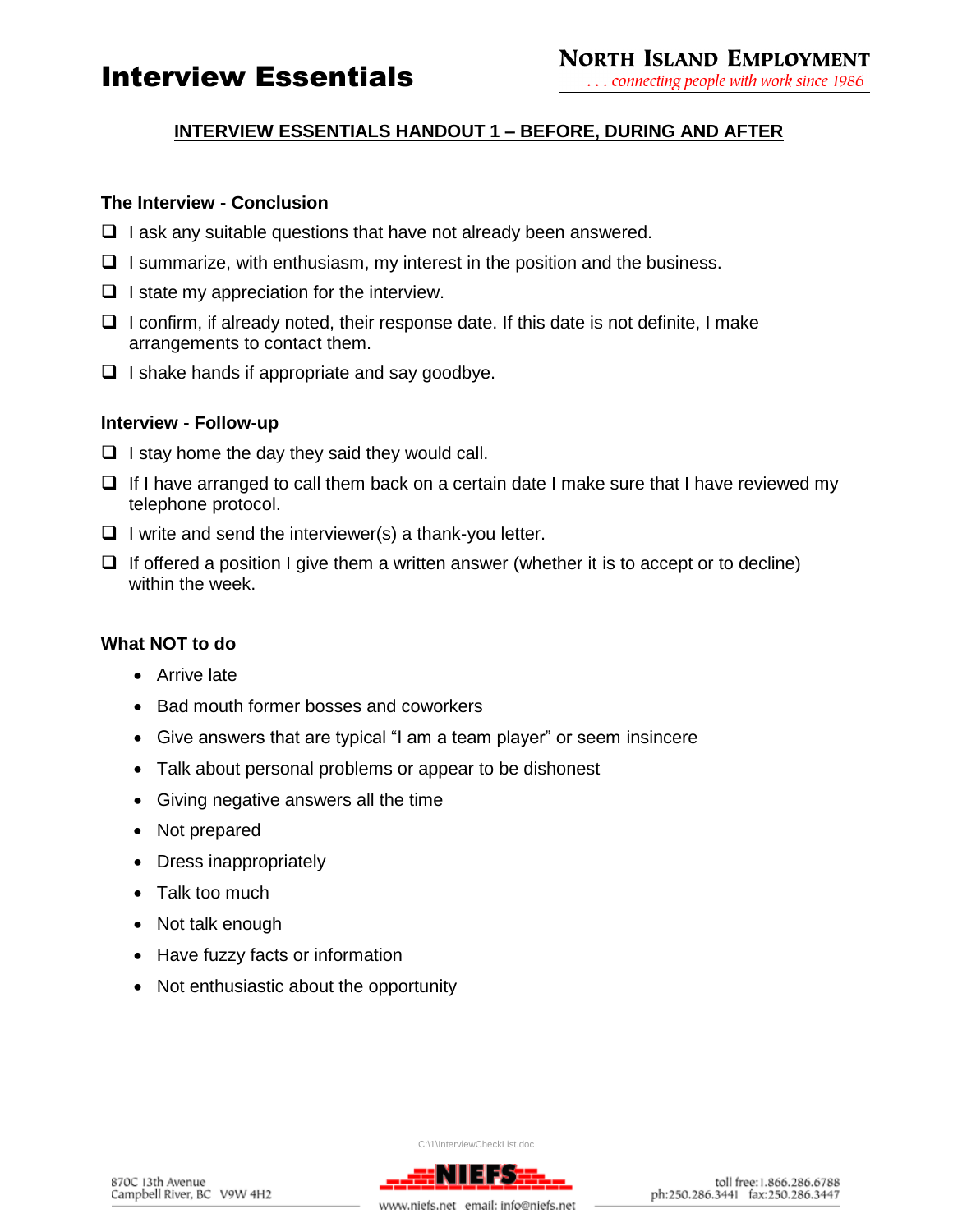## INTERVIEW ESSENTIALS HANDOUT 1 – BEFORE, DURING AND AFTER

### The Interview - Conclusion

- ❑ I ask any suitable questions that have not already been answered.
- ❑ I summarize, with enthusiasm, my interest in the position and the business.
- ❑ I state my appreciation for the interview.
- ❑ I confirm, if already noted, their response date. If this date is not definite, I make arrangements to contact them.
- ❑ I shake hands if appropriate and say goodbye.

### Interview - Follow-up

- ❑ I stay home the day they said they would call.
- ❑ If I have arranged to call them back on a certain date I make sure that I have reviewed my telephone protocol.
- ❑ I write and send the interviewer(s) a thank-you letter.
- ❑ If offered a position I give them a written answer (whether it is to accept or to decline) within the week.

### What NOT to do

- Arrive late
- Bad mouth former bosses and coworkers
- Give answers that are typical "I am a team player" or seem insincere
- Talk about personal problems or appear to be dishonest
- Giving negative answers all the time
- Not prepared
- Dress inappropriately
- Talk too much
- Not talk enough
- Have fuzzy facts or information
- Not enthusiastic about the opportunity